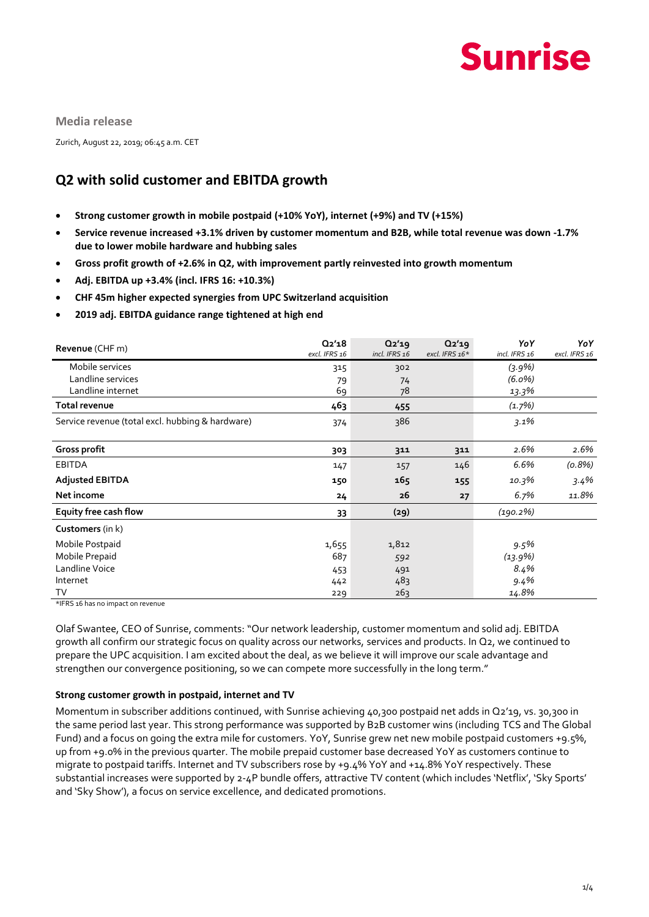Sunrise

**Media release**

Zurich, August 22, 2019; 06:45 a.m. CET

## Q2 with solid customer and EBITDA growth

- **Strong customer growth in mobile postpaid (+10% YoY), internet (+9%) and TV (+15%)**
- **Service revenue increased +3.1% driven by customer momentum and B2B, while total revenue was down -1.7% due to lower mobile hardware and hubbing sales**
- **Gross profit growth of +2.6% in Q2, with improvement partly reinvested into growth momentum**
- **Adj. EBITDA up +3.4% (incl. IFRS 16: +10.3%)**
- **CHF 45m higher expected synergies from UPC Switzerland acquisition**
- **2019 adj. EBITDA guidance range tightened at high end**

| **Revenue** (CHF m) | **Q2'18** *excl. IFRS 16* | **Q2'19** *incl. IFRS 16* | **Q2'19** *excl. IFRS 16\** | ***YoY*** *incl. IFRS 16* | ***YoY*** *excl. IFRS 16* |
|---|---|---|---|---|---|
| Mobile services | 315 | 302 | | *(3.9%)* | |
| Landline services | 79 | 74 | | *(6.0%)* | |
| Landline internet | 69 | 78 | | *13.3%* | |
| **Total revenue** | **463** | **455** | | *(1.7%)* | |
| Service revenue (total excl. hubbing & hardware) | 374 | 386 | | *3.1%* | |
| **Gross profit** | **303** | **311** | **311** | *2.6%* | *2.6%* |
| EBITDA | 147 | 157 | 146 | *6.6%* | *(0.8%)* |
| **Adjusted EBITDA** | **150** | **165** | **155** | *10.3%* | *3.4%* |
| **Net income** | **24** | **26** | **27** | *6.7%* | *11.8%* |
| **Equity free cash flow** | **33** | **(29)** | | *(190.2%)* | |
| **Customers** (in k) | | | | | |
| Mobile Postpaid | 1,655 | 1,812 | | *9.5%* | |
| Mobile Prepaid | 687 | 592 | | *(13.9%)* | |
| Landline Voice | 453 | 491 | | *8.4%* | |
| Internet | 442 | 483 | | *9.4%* | |
| TV | 229 | 263 | | *14.8%* | |

\*IFRS 16 has no impact on revenue

Olaf Swantee, CEO of Sunrise, comments: "Our network leadership, customer momentum and solid adj. EBITDA growth all confirm our strategic focus on quality across our networks, services and products. In Q2, we continued to prepare the UPC acquisition. I am excited about the deal, as we believe it will improve our scale advantage and strengthen our convergence positioning, so we can compete more successfully in the long term."

**Strong customer growth in postpaid, internet and TV**

Momentum in subscriber additions continued, with Sunrise achieving 40,300 postpaid net adds in Q2'19, vs. 30,300 in the same period last year. This strong performance was supported by B2B customer wins (including TCS and The Global Fund) and a focus on going the extra mile for customers. YoY, Sunrise grew net new mobile postpaid customers +9.5%, up from +9.0% in the previous quarter. The mobile prepaid customer base decreased YoY as customers continue to migrate to postpaid tariffs. Internet and TV subscribers rose by +9.4% YoY and +14.8% YoY respectively. These substantial increases were supported by 2-4P bundle offers, attractive TV content (which includes 'Netflix', 'Sky Sports' and 'Sky Show'), a focus on service excellence, and dedicated promotions.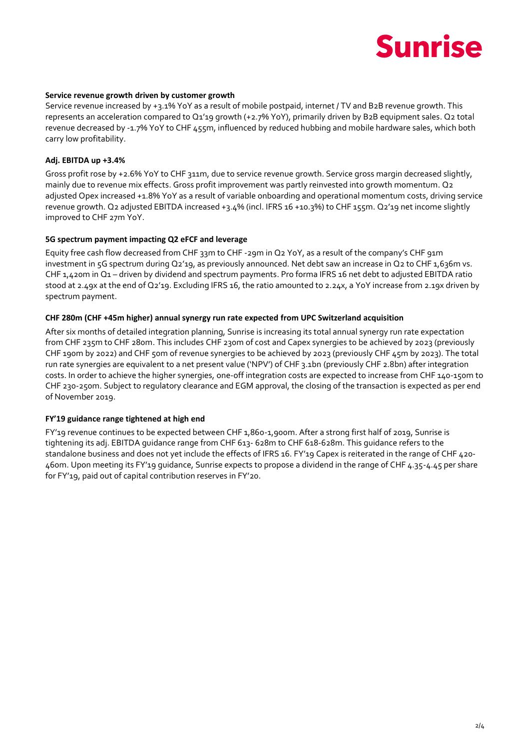**Service revenue growth driven by customer growth**

Service revenue increased by +3.1% YoY as a result of mobile postpaid, internet / TV and B2B revenue growth. This represents an acceleration compared to Q1'19 growth (+2.7% YoY), primarily driven by B2B equipment sales. Q2 total revenue decreased by -1.7% YoY to CHF 455m, influenced by reduced hubbing and mobile hardware sales, which both carry low profitability.

**Adj. EBITDA up +3.4%**

Gross profit rose by +2.6% YoY to CHF 311m, due to service revenue growth. Service gross margin decreased slightly, mainly due to revenue mix effects. Gross profit improvement was partly reinvested into growth momentum. Q2 adjusted Opex increased +1.8% YoY as a result of variable onboarding and operational momentum costs, driving service revenue growth. Q2 adjusted EBITDA increased +3.4% (incl. IFRS 16 +10.3%) to CHF 155m. Q2'19 net income slightly improved to CHF 27m YoY.

**5G spectrum payment impacting Q2 eFCF and leverage**

Equity free cash flow decreased from CHF 33m to CHF -29m in Q2 YoY, as a result of the company's CHF 91m investment in 5G spectrum during Q2'19, as previously announced. Net debt saw an increase in Q2 to CHF 1,636m vs. CHF 1,420m in Q1 – driven by dividend and spectrum payments. Pro forma IFRS 16 net debt to adjusted EBITDA ratio stood at 2.49x at the end of Q2'19. Excluding IFRS 16, the ratio amounted to 2.24x, a YoY increase from 2.19x driven by spectrum payment.

**CHF 280m (CHF +45m higher) annual synergy run rate expected from UPC Switzerland acquisition**

After six months of detailed integration planning, Sunrise is increasing its total annual synergy run rate expectation from CHF 235m to CHF 280m. This includes CHF 230m of cost and Capex synergies to be achieved by 2023 (previously CHF 190m by 2022) and CHF 50m of revenue synergies to be achieved by 2023 (previously CHF 45m by 2023). The total run rate synergies are equivalent to a net present value ('NPV') of CHF 3.1bn (previously CHF 2.8bn) after integration costs. In order to achieve the higher synergies, one-off integration costs are expected to increase from CHF 140-150m to CHF 230-250m. Subject to regulatory clearance and EGM approval, the closing of the transaction is expected as per end of November 2019.

**FY'19 guidance range tightened at high end**

FY'19 revenue continues to be expected between CHF 1,860-1,900m. After a strong first half of 2019, Sunrise is tightening its adj. EBITDA guidance range from CHF 613- 628m to CHF 618-628m. This guidance refers to the standalone business and does not yet include the effects of IFRS 16. FY'19 Capex is reiterated in the range of CHF 420-460m. Upon meeting its FY'19 guidance, Sunrise expects to propose a dividend in the range of CHF 4.35-4.45 per share for FY'19, paid out of capital contribution reserves in FY'20.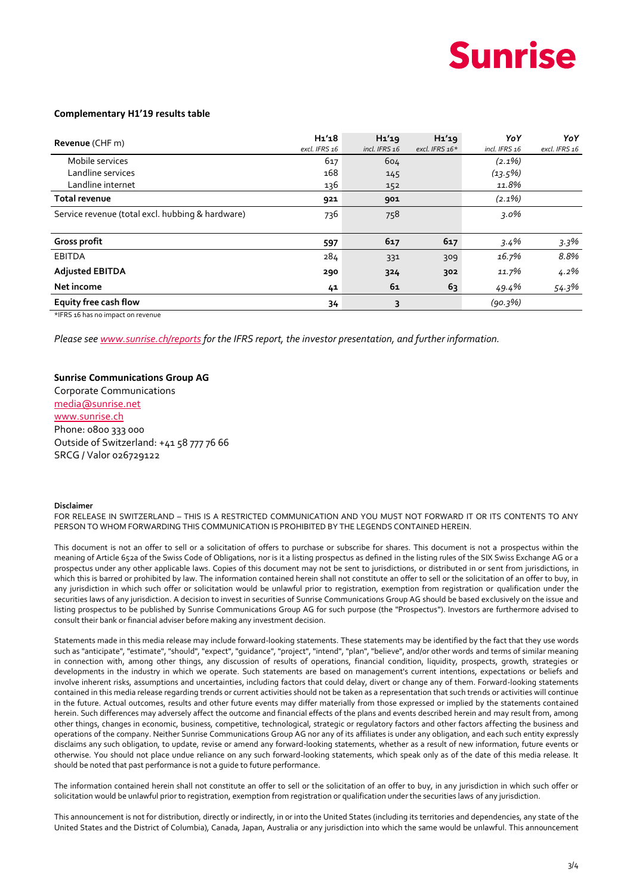### Complementary H1'19 results table

| Revenue (CHF m) | H1'18 excl. IFRS 16 | H1'19 incl. IFRS 16 | H1'19 excl. IFRS 16* | YoY incl. IFRS 16 | YoY excl. IFRS 16 |
|---|---|---|---|---|---|
| Mobile services | 617 | 604 | | *(2.1%)* | |
| Landline services | 168 | 145 | | *(13.5%)* | |
| Landline internet | 136 | 152 | | *11.8%* | |
| **Total revenue** | **921** | **901** | | *(2.1%)* | |
| Service revenue (total excl. hubbing & hardware) | 736 | 758 | | *3.0%* | |
| **Gross profit** | **597** | **617** | **617** | *3.4%* | *3.3%* |
| EBITDA | 284 | 331 | 309 | *16.7%* | *8.8%* |
| **Adjusted EBITDA** | **290** | **324** | **302** | *11.7%* | *4.2%* |
| **Net income** | **41** | **61** | **63** | *49.4%* | *54.3%* |
| **Equity free cash flow** | **34** | **3** | | *(90.3%)* | |

*IFRS 16 has no impact on revenue

*Please see www.sunrise.ch/reports for the IFRS report, the investor presentation, and further information.*

**Sunrise Communications Group AG**
Corporate Communications
media@sunrise.net
www.sunrise.ch
Phone: 0800 333 000
Outside of Switzerland: +41 58 777 76 66
SRCG / Valor 026729122

**Disclaimer**

FOR RELEASE IN SWITZERLAND – THIS IS A RESTRICTED COMMUNICATION AND YOU MUST NOT FORWARD IT OR ITS CONTENTS TO ANY PERSON TO WHOM FORWARDING THIS COMMUNICATION IS PROHIBITED BY THE LEGENDS CONTAINED HEREIN.

This document is not an offer to sell or a solicitation of offers to purchase or subscribe for shares. This document is not a prospectus within the meaning of Article 652a of the Swiss Code of Obligations, nor is it a listing prospectus as defined in the listing rules of the SIX Swiss Exchange AG or a prospectus under any other applicable laws. Copies of this document may not be sent to jurisdictions, or distributed in or sent from jurisdictions, in which this is barred or prohibited by law. The information contained herein shall not constitute an offer to sell or the solicitation of an offer to buy, in any jurisdiction in which such offer or solicitation would be unlawful prior to registration, exemption from registration or qualification under the securities laws of any jurisdiction. A decision to invest in securities of Sunrise Communications Group AG should be based exclusively on the issue and listing prospectus to be published by Sunrise Communications Group AG for such purpose (the "Prospectus"). Investors are furthermore advised to consult their bank or financial adviser before making any investment decision.

Statements made in this media release may include forward-looking statements. These statements may be identified by the fact that they use words such as "anticipate", "estimate", "should", "expect", "guidance", "project", "intend", "plan", "believe", and/or other words and terms of similar meaning in connection with, among other things, any discussion of results of operations, financial condition, liquidity, prospects, growth, strategies or developments in the industry in which we operate. Such statements are based on management's current intentions, expectations or beliefs and involve inherent risks, assumptions and uncertainties, including factors that could delay, divert or change any of them. Forward-looking statements contained in this media release regarding trends or current activities should not be taken as a representation that such trends or activities will continue in the future. Actual outcomes, results and other future events may differ materially from those expressed or implied by the statements contained herein. Such differences may adversely affect the outcome and financial effects of the plans and events described herein and may result from, among other things, changes in economic, business, competitive, technological, strategic or regulatory factors and other factors affecting the business and operations of the company. Neither Sunrise Communications Group AG nor any of its affiliates is under any obligation, and each such entity expressly disclaims any such obligation, to update, revise or amend any forward-looking statements, whether as a result of new information, future events or otherwise. You should not place undue reliance on any such forward-looking statements, which speak only as of the date of this media release. It should be noted that past performance is not a guide to future performance.

The information contained herein shall not constitute an offer to sell or the solicitation of an offer to buy, in any jurisdiction in which such offer or solicitation would be unlawful prior to registration, exemption from registration or qualification under the securities laws of any jurisdiction.

This announcement is not for distribution, directly or indirectly, in or into the United States (including its territories and dependencies, any state of the United States and the District of Columbia), Canada, Japan, Australia or any jurisdiction into which the same would be unlawful. This announcement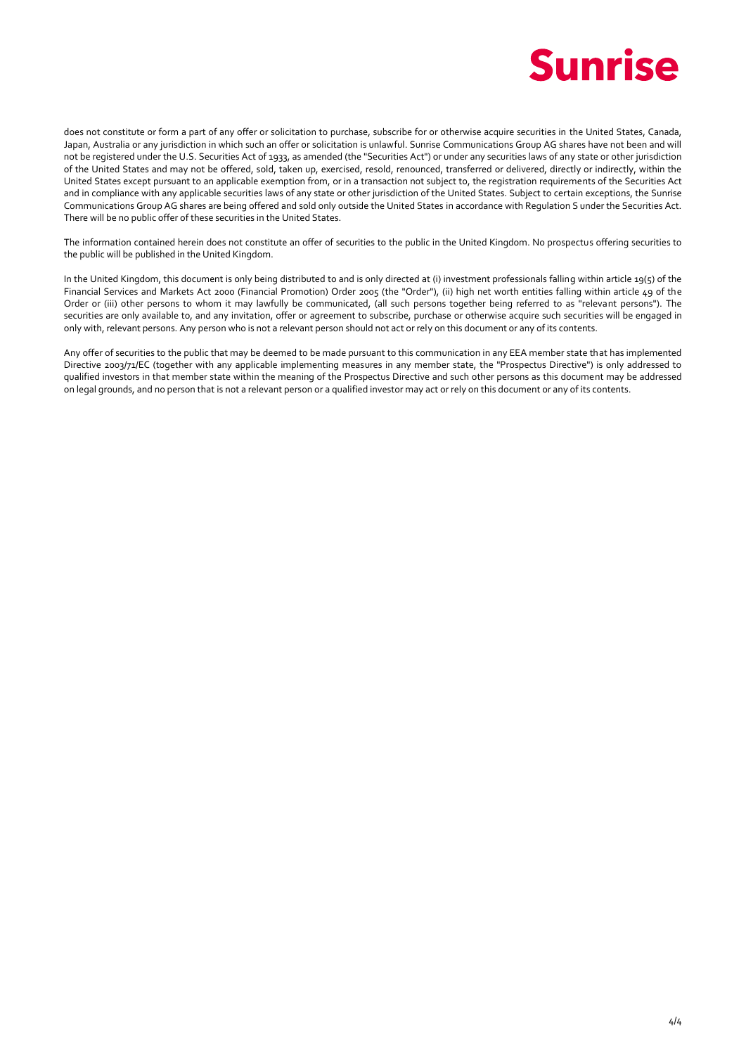does not constitute or form a part of any offer or solicitation to purchase, subscribe for or otherwise acquire securities in the United States, Canada, Japan, Australia or any jurisdiction in which such an offer or solicitation is unlawful. Sunrise Communications Group AG shares have not been and will not be registered under the U.S. Securities Act of 1933, as amended (the "Securities Act") or under any securities laws of any state or other jurisdiction of the United States and may not be offered, sold, taken up, exercised, resold, renounced, transferred or delivered, directly or indirectly, within the United States except pursuant to an applicable exemption from, or in a transaction not subject to, the registration requirements of the Securities Act and in compliance with any applicable securities laws of any state or other jurisdiction of the United States. Subject to certain exceptions, the Sunrise Communications Group AG shares are being offered and sold only outside the United States in accordance with Regulation S under the Securities Act. There will be no public offer of these securities in the United States.

The information contained herein does not constitute an offer of securities to the public in the United Kingdom. No prospectus offering securities to the public will be published in the United Kingdom.

In the United Kingdom, this document is only being distributed to and is only directed at (i) investment professionals falling within article 19(5) of the Financial Services and Markets Act 2000 (Financial Promotion) Order 2005 (the "Order"), (ii) high net worth entities falling within article 49 of the Order or (iii) other persons to whom it may lawfully be communicated, (all such persons together being referred to as "relevant persons"). The securities are only available to, and any invitation, offer or agreement to subscribe, purchase or otherwise acquire such securities will be engaged in only with, relevant persons. Any person who is not a relevant person should not act or rely on this document or any of its contents.

Any offer of securities to the public that may be deemed to be made pursuant to this communication in any EEA member state that has implemented Directive 2003/71/EC (together with any applicable implementing measures in any member state, the "Prospectus Directive") is only addressed to qualified investors in that member state within the meaning of the Prospectus Directive and such other persons as this document may be addressed on legal grounds, and no person that is not a relevant person or a qualified investor may act or rely on this document or any of its contents.